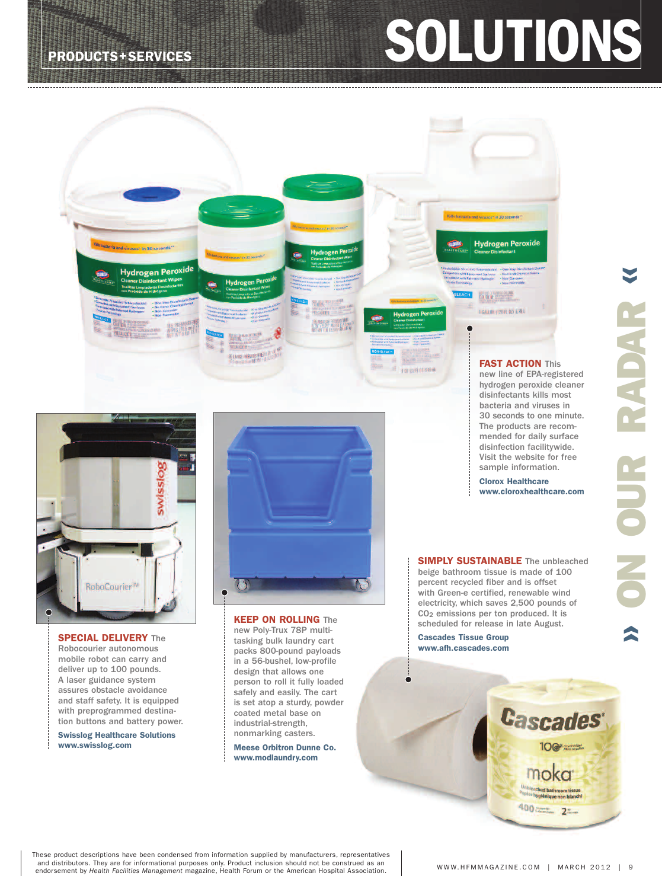PRODUCTS+SERVICES

# SOLUTIONS

## » ON OUR RADAR «

**FAST ACTION** This new line of EPA-registered hydrogen peroxide cleaner disinfectants kills most bacteria and viruses in 30 seconds to one minute. The products are recommended for daily surface disinfection facilitywide. Visit the website for free sample information.

**Clorox Healthcare**
**www.cloroxhealthcare.com**

**SPECIAL DELIVERY** The Robocourier autonomous mobile robot can carry and deliver up to 100 pounds. A laser guidance system assures obstacle avoidance and staff safety. It is equipped with preprogrammed destination buttons and battery power.

**Swisslog Healthcare Solutions**
**www.swisslog.com**

**KEEP ON ROLLING** The new Poly-Trux 78P multitasking bulk laundry cart packs 800-pound payloads in a 56-bushel, low-profile design that allows one person to roll it fully loaded safely and easily. The cart is set atop a sturdy, powder coated metal base on industrial-strength, nonmarking casters.

**Meese Orbitron Dunne Co.**
**www.modlaundry.com**

**SIMPLY SUSTAINABLE** The unbleached beige bathroom tissue is made of 100 percent recycled fiber and is offset with Green-e certified, renewable wind electricity, which saves 2,500 pounds of $CO_2$ emissions per ton produced. It is scheduled for release in late August.

**Cascades Tissue Group**
**www.afh.cascades.com**

These product descriptions have been condensed from information supplied by manufacturers, representatives and distributors. They are for informational purposes only. Product inclusion should not be construed as an endorsement by *Health Facilities Management* magazine, Health Forum or the American Hospital Association.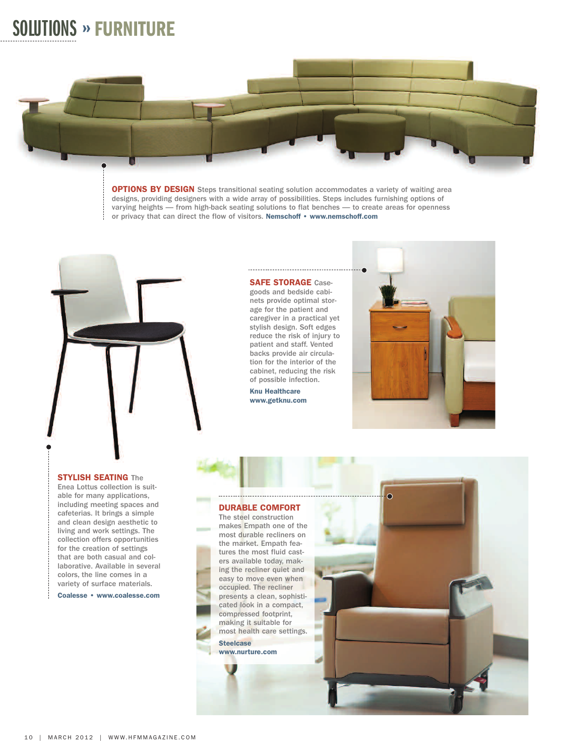# SOLUTIONS » FURNITURE

**OPTIONS BY DESIGN** Steps transitional seating solution accommodates a variety of waiting area designs, providing designers with a wide array of possibilities. Steps includes furnishing options of varying heights — from high-back seating solutions to flat benches — to create areas for openness or privacy that can direct the flow of visitors. **Nemschoff • www.nemschoff.com**

**SAFE STORAGE** Casegoods and bedside cabinets provide optimal storage for the patient and caregiver in a practical yet stylish design. Soft edges reduce the risk of injury to patient and staff. Vented backs provide air circulation for the interior of the cabinet, reducing the risk of possible infection.

**Knu Healthcare**
**www.getknu.com**

**STYLISH SEATING** The Enea Lottus collection is suitable for many applications, including meeting spaces and cafeterias. It brings a simple and clean design aesthetic to living and work settings. The collection offers opportunities for the creation of settings that are both casual and collaborative. Available in several colors, the line comes in a variety of surface materials.

**Coalesse • www.coalesse.com**

**DURABLE COMFORT**
The steel construction makes Empath one of the most durable recliners on the market. Empath features the most fluid casters available today, making the recliner quiet and easy to move even when occupied. The recliner presents a clean, sophisticated look in a compact, compressed footprint, making it suitable for most health care settings.

**Steelcase**
**www.nurture.com**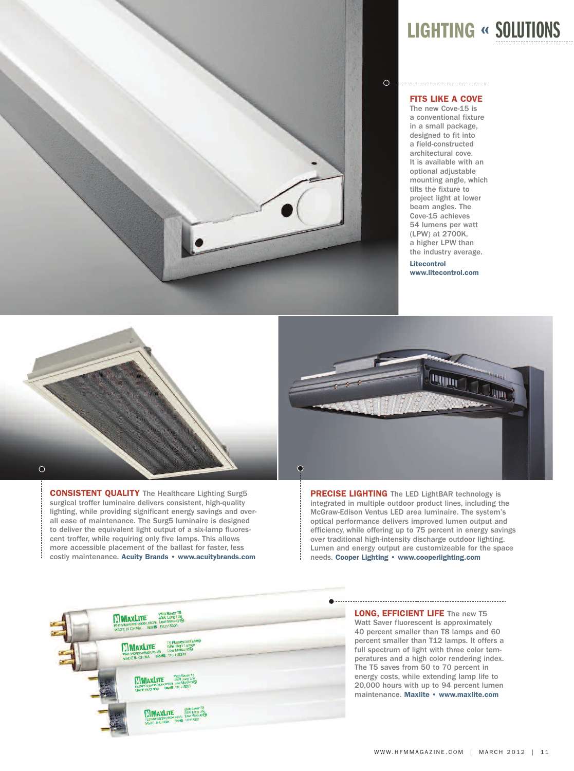# LIGHTING « SOLUTIONS

### FITS LIKE A COVE

The new Cove-15 is a conventional fixture in a small package, designed to fit into a field-constructed architectural cove. It is available with an optional adjustable mounting angle, which tilts the fixture to project light at lower beam angles. The Cove-15 achieves 54 lumens per watt (LPW) at 2700K, a higher LPW than the industry average.

**Litecontrol**
**www.litecontrol.com**

**CONSISTENT QUALITY** The Healthcare Lighting Surg5 surgical troffer luminaire delivers consistent, high-quality lighting, while providing significant energy savings and overall ease of maintenance. The Surg5 luminaire is designed to deliver the equivalent light output of a six-lamp fluorescent troffer, while requiring only five lamps. This allows more accessible placement of the ballast for faster, less costly maintenance. **Acuity Brands • www.acuitybrands.com**

**PRECISE LIGHTING** The LED LightBAR technology is integrated in multiple outdoor product lines, including the McGraw-Edison Ventus LED area luminaire. The system's optical performance delivers improved lumen output and efficiency, while offering up to 75 percent in energy savings over traditional high-intensity discharge outdoor lighting. Lumen and energy output are customizeable for the space needs. **Cooper Lighting • www.cooperlighting.com**

**LONG, EFFICIENT LIFE** The new T5 Watt Saver fluorescent is approximately 40 percent smaller than T8 lamps and 60 percent smaller than T12 lamps. It offers a full spectrum of light with three color temperatures and a high color rendering index. The T5 saves from 50 to 70 percent in energy costs, while extending lamp life to 20,000 hours with up to 94 percent lumen maintenance. **Maxlite • www.maxlite.com**